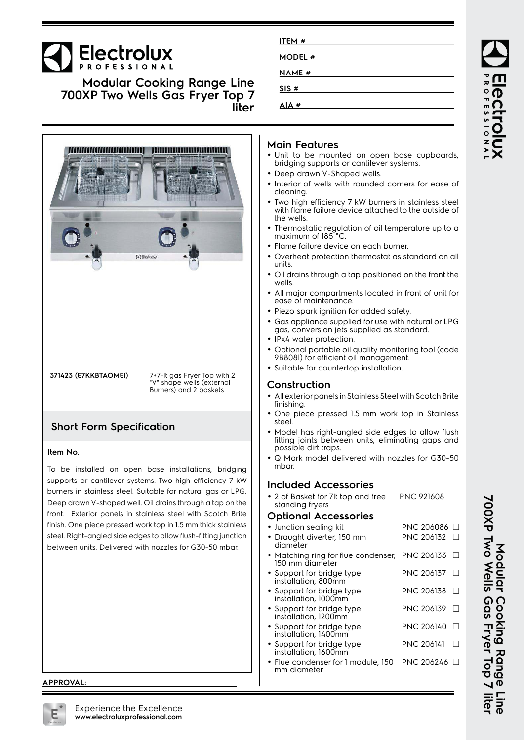# Electrolux PROFESSIONAL

## Modular Cooking Range Line 700XP Two Wells Gas Fryer Top 7 liter

ITEM #

MODEL #

NAME #

SIS #

AIA #

**371423 (E7KKBTAOMEI)** 7+7-lt gas Fryer Top with 2 "V" shape wells (external Burners) and 2 baskets

## Short Form Specification

**Item No.**

To be installed on open base installations, bridging supports or cantilever systems. Two high efficiency 7 kW burners in stainless steel. Suitable for natural gas or LPG. Deep drawn V-shaped well. Oil drains through a tap on the front. Exterior panels in stainless steel with Scotch Brite finish. One piece pressed work top in 1.5 mm thick stainless steel. Right-angled side edges to allow flush-fitting junction between units. Delivered with nozzles for G30-50 mbar.

**APPROVAL:**

## Main Features

- Unit to be mounted on open base cupboards, bridging supports or cantilever systems.
- Deep drawn V-Shaped wells.
- Interior of wells with rounded corners for ease of cleaning.
- Two high efficiency 7 kW burners in stainless steel with flame failure device attached to the outside of the wells.
- Thermostatic regulation of oil temperature up to a maximum of 185 °C.
- Flame failure device on each burner.
- Overheat protection thermostat as standard on all units.
- Oil drains through a tap positioned on the front the wells.
- All major compartments located in front of unit for ease of maintenance.
- Piezo spark ignition for added safety.
- Gas appliance supplied for use with natural or LPG gas, conversion jets supplied as standard.
- IPx4 water protection.
- Optional portable oil quality monitoring tool (code 9B8081) for efficient oil management.
- Suitable for countertop installation.

## Construction

- All exterior panels in Stainless Steel with Scotch Brite finishing.
- One piece pressed 1.5 mm work top in Stainless steel.
- Model has right-angled side edges to allow flush fitting joints between units, eliminating gaps and possible dirt traps.
- Q Mark model delivered with nozzles for G30-50 mbar.

## Included Accessories

- 2 of Basket for 7lt top and free standing fryers — PNC 921608

## Optional Accessories

- Junction sealing kit — PNC 206086 ❑
- Draught diverter, 150 mm diameter — PNC 206132 ❑
- Matching ring for flue condenser, 150 mm diameter — PNC 206133 ❑
- Support for bridge type installation, 800mm — PNC 206137 ❑
- Support for bridge type installation, 1000mm — PNC 206138 ❑
- Support for bridge type installation, 1200mm — PNC 206139 ❑
- Support for bridge type installation, 1400mm — PNC 206140 ❑
- Support for bridge type installation, 1600mm — PNC 206141 ❑
- Flue condenser for 1 module, 150 mm diameter — PNC 206246 ❑

Experience the Excellence
www.electroluxprofessional.com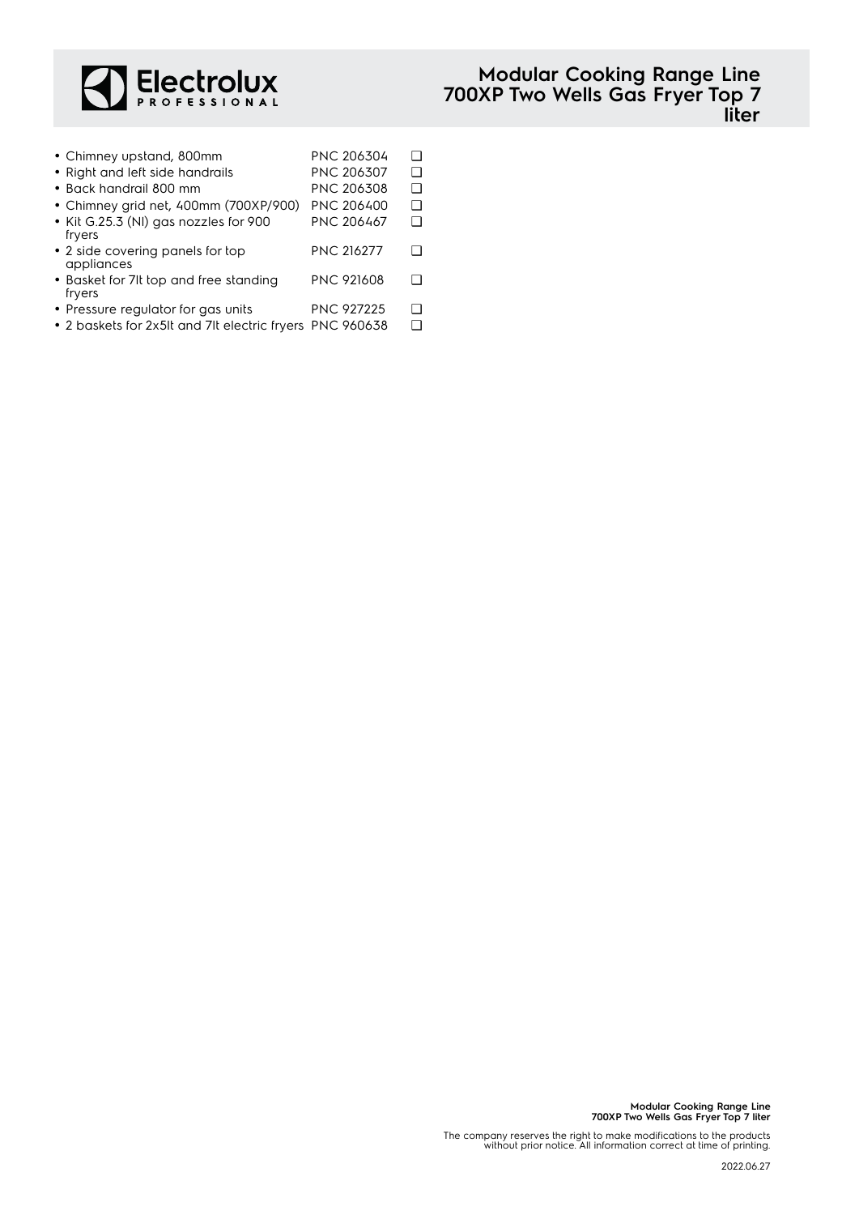# Modular Cooking Range Line 700XP Two Wells Gas Fryer Top 7 liter

- Chimney upstand, 800mm PNC 206304 ❑
- Right and left side handrails PNC 206307 ❑
- Back handrail 800 mm PNC 206308 ❑
- Chimney grid net, 400mm (700XP/900) PNC 206400 ❑
- Kit G.25.3 (NI) gas nozzles for 900 fryers PNC 206467 ❑
- 2 side covering panels for top appliances PNC 216277 ❑
- Basket for 7lt top and free standing fryers PNC 921608 ❑
- Pressure regulator for gas units PNC 927225 ❑
- 2 baskets for 2x5lt and 7lt electric fryers PNC 960638 ❑

The company reserves the right to make modifications to the products without prior notice. All information correct at time of printing.

2022.06.27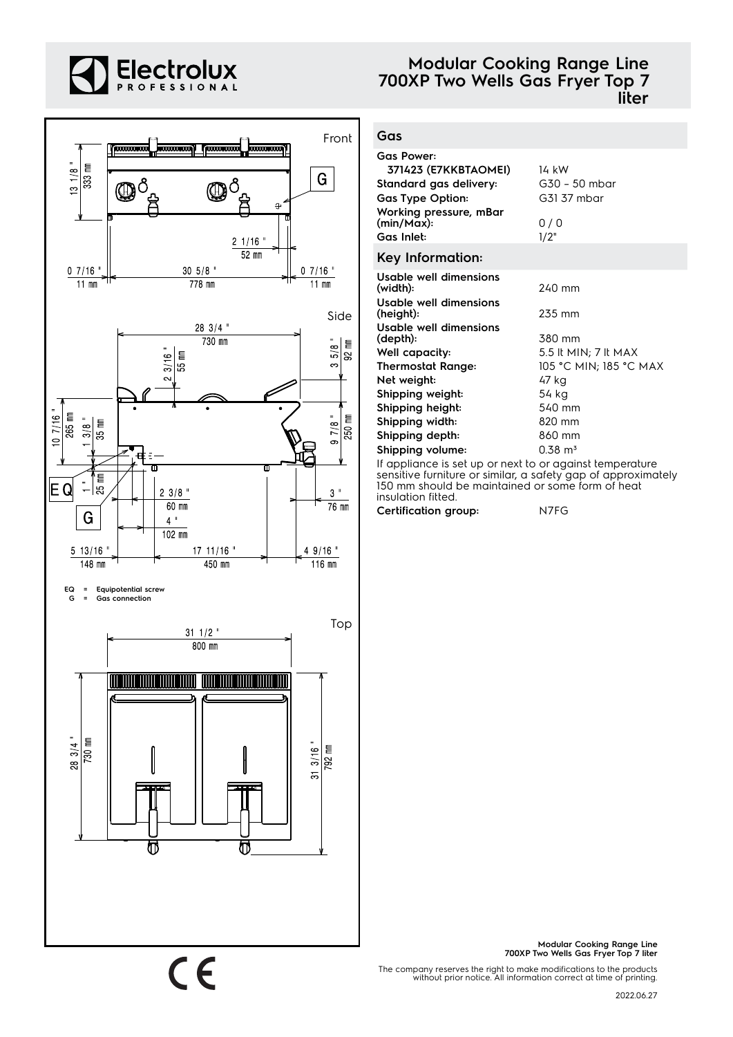# Modular Cooking Range Line 700XP Two Wells Gas Fryer Top 7 liter

Front

13 1/8 "
333 mm

G

2 1/16 "
52 mm

0 7/16 "
11 mm

30 5/8 "
778 mm

0 7/16 "
11 mm

Side

28 3/4 "
730 mm

2 3/16 "
55 mm

3 5/8 "
92 mm

10 7/16 "
265 mm

1 3/8 "
35 mm

9 7/8 "
250 mm

EQ

1 "
25 mm

G

2 3/8 "
60 mm

4 "
102 mm

3 "
76 mm

5 13/16 "
148 mm

17 11/16 "
450 mm

4 9/16 "
116 mm

EQ = Equipotential screw
G = Gas connection

Top

31 1/2 "
800 mm

28 3/4 "
730 mm

31 3/16 "
792 mm

## Gas

| | |
|---|---|
| **Gas Power:** | |
| **371423 (E7KKBTAOMEI)** | 14 kW |
| **Standard gas delivery:** | G30 – 50 mbar |
| **Gas Type Option:** | G31 37 mbar |
| **Working pressure, mBar (min/Max):** | 0 / 0 |
| **Gas Inlet:** | 1/2" |

## Key Information:

| | |
|---|---|
| **Usable well dimensions (width):** | 240 mm |
| **Usable well dimensions (height):** | 235 mm |
| **Usable well dimensions (depth):** | 380 mm |
| **Well capacity:** | 5.5 lt MIN; 7 lt MAX |
| **Thermostat Range:** | 105 °C MIN; 185 °C MAX |
| **Net weight:** | 47 kg |
| **Shipping weight:** | 54 kg |
| **Shipping height:** | 540 mm |
| **Shipping width:** | 820 mm |
| **Shipping depth:** | 860 mm |
| **Shipping volume:** | 0.38 m³ |

If appliance is set up or next to or against temperature sensitive furniture or similar, a safety gap of approximately 150 mm should be maintained or some form of heat insulation fitted.

| | |
|---|---|
| **Certification group:** | N7FG |

The company reserves the right to make modifications to the products without prior notice. All information correct at time of printing.

2022.06.27